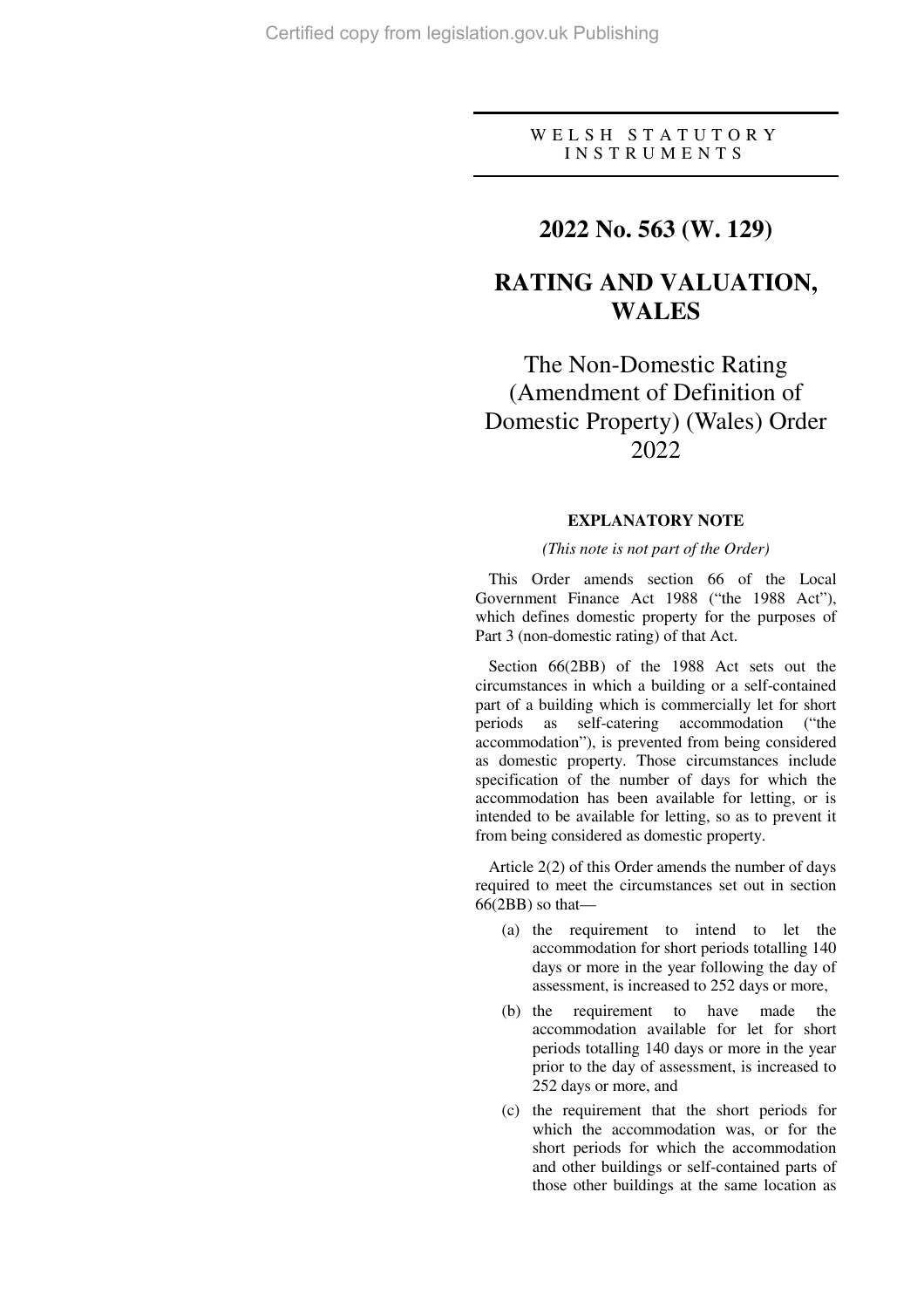W E L S H  S T A T U T O R Y  I N S T R U M E N T S

# 2022 No. 563 (W. 129)

# RATING AND VALUATION, WALES

## The Non-Domestic Rating (Amendment of Definition of Domestic Property) (Wales) Order 2022

### EXPLANATORY NOTE

*(This note is not part of the Order)*

This Order amends section 66 of the Local Government Finance Act 1988 ("the 1988 Act"), which defines domestic property for the purposes of Part 3 (non-domestic rating) of that Act.

Section 66(2BB) of the 1988 Act sets out the circumstances in which a building or a self-contained part of a building which is commercially let for short periods as self-catering accommodation ("the accommodation"), is prevented from being considered as domestic property. Those circumstances include specification of the number of days for which the accommodation has been available for letting, or is intended to be available for letting, so as to prevent it from being considered as domestic property.

Article 2(2) of this Order amends the number of days required to meet the circumstances set out in section 66(2BB) so that—

(a) the requirement to intend to let the accommodation for short periods totalling 140 days or more in the year following the day of assessment, is increased to 252 days or more,

(b) the requirement to have made the accommodation available for let for short periods totalling 140 days or more in the year prior to the day of assessment, is increased to 252 days or more, and

(c) the requirement that the short periods for which the accommodation was, or for the short periods for which the accommodation and other buildings or self-contained parts of those other buildings at the same location as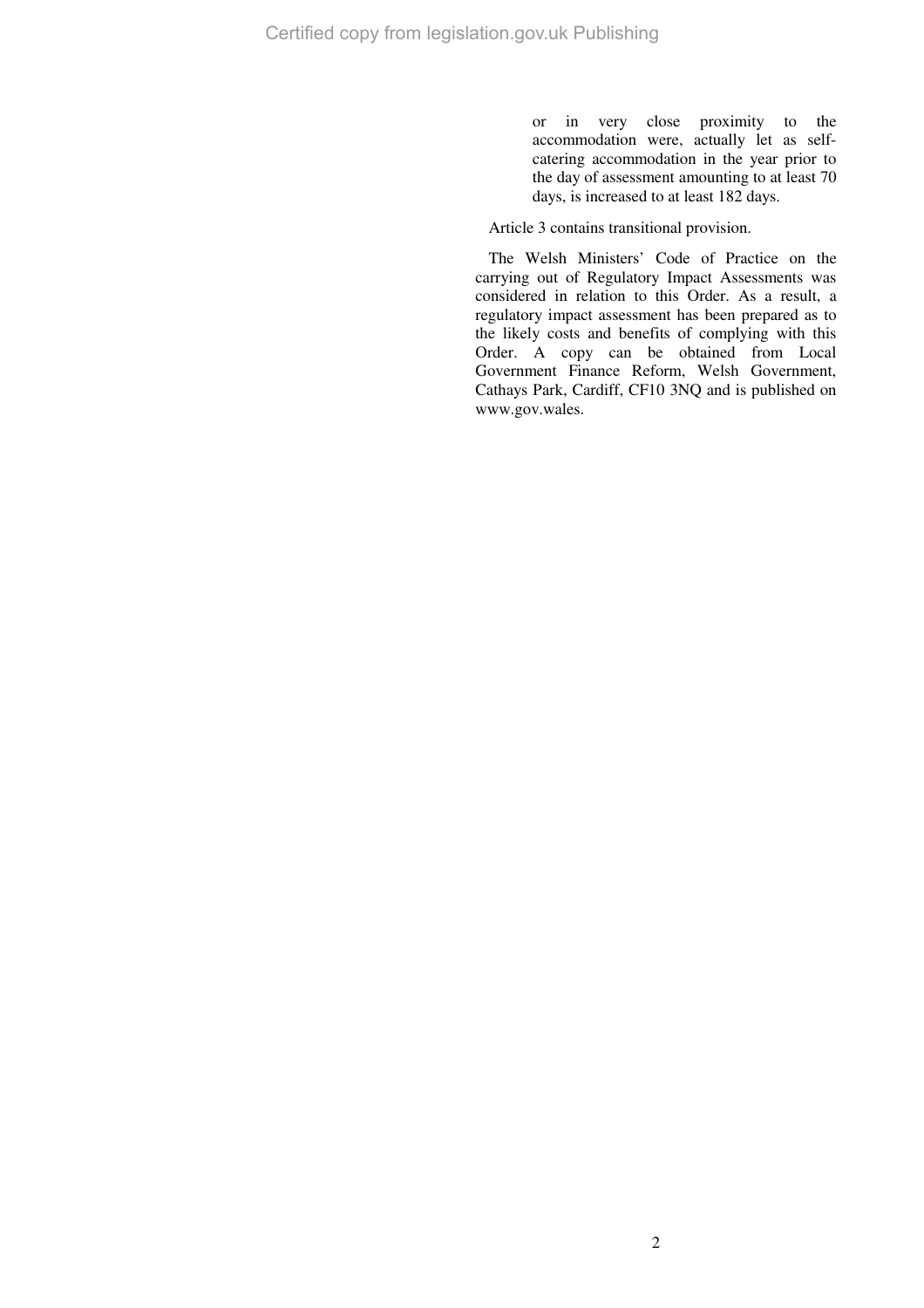or in very close proximity to the accommodation were, actually let as self-catering accommodation in the year prior to the day of assessment amounting to at least 70 days, is increased to at least 182 days.

Article 3 contains transitional provision.

The Welsh Ministers' Code of Practice on the carrying out of Regulatory Impact Assessments was considered in relation to this Order. As a result, a regulatory impact assessment has been prepared as to the likely costs and benefits of complying with this Order. A copy can be obtained from Local Government Finance Reform, Welsh Government, Cathays Park, Cardiff, CF10 3NQ and is published on www.gov.wales.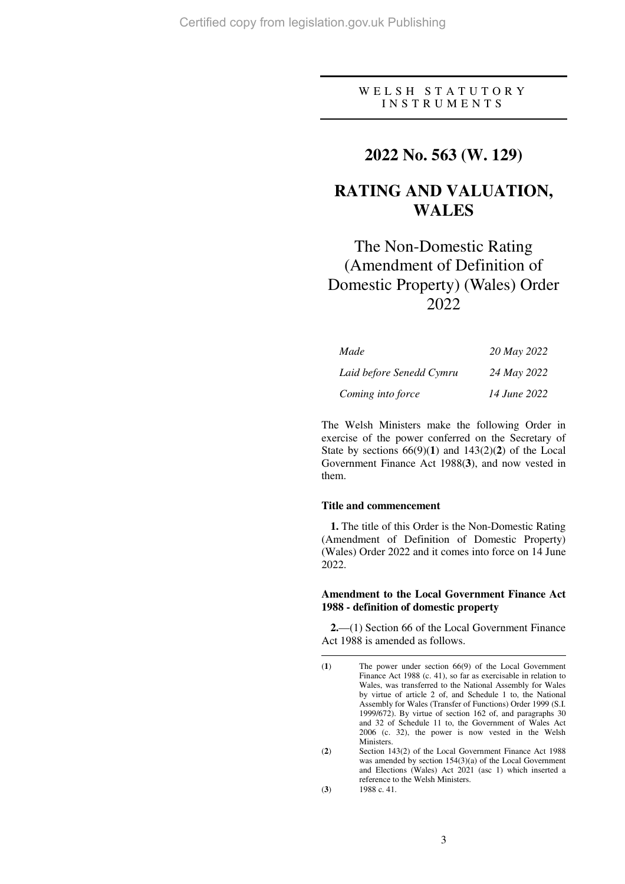WELSH STATUTORY INSTRUMENTS

# 2022 No. 563 (W. 129)

# RATING AND VALUATION, WALES

## The Non-Domestic Rating (Amendment of Definition of Domestic Property) (Wales) Order 2022

| | |
|---|---|
| *Made* | *20 May 2022* |
| *Laid before Senedd Cymru* | *24 May 2022* |
| *Coming into force* | *14 June 2022* |

The Welsh Ministers make the following Order in exercise of the power conferred on the Secretary of State by sections 66(9)(**1**) and 143(2)(**2**) of the Local Government Finance Act 1988(**3**), and now vested in them.

### Title and commencement

**1.** The title of this Order is the Non-Domestic Rating (Amendment of Definition of Domestic Property) (Wales) Order 2022 and it comes into force on 14 June 2022.

### Amendment to the Local Government Finance Act 1988 - definition of domestic property

**2.**—(1) Section 66 of the Local Government Finance Act 1988 is amended as follows.

---

(**1**) The power under section 66(9) of the Local Government Finance Act 1988 (c. 41), so far as exercisable in relation to Wales, was transferred to the National Assembly for Wales by virtue of article 2 of, and Schedule 1 to, the National Assembly for Wales (Transfer of Functions) Order 1999 (S.I. 1999/672). By virtue of section 162 of, and paragraphs 30 and 32 of Schedule 11 to, the Government of Wales Act 2006 (c. 32), the power is now vested in the Welsh Ministers.

(**2**) Section 143(2) of the Local Government Finance Act 1988 was amended by section 154(3)(a) of the Local Government and Elections (Wales) Act 2021 (asc 1) which inserted a reference to the Welsh Ministers.

(**3**) 1988 c. 41.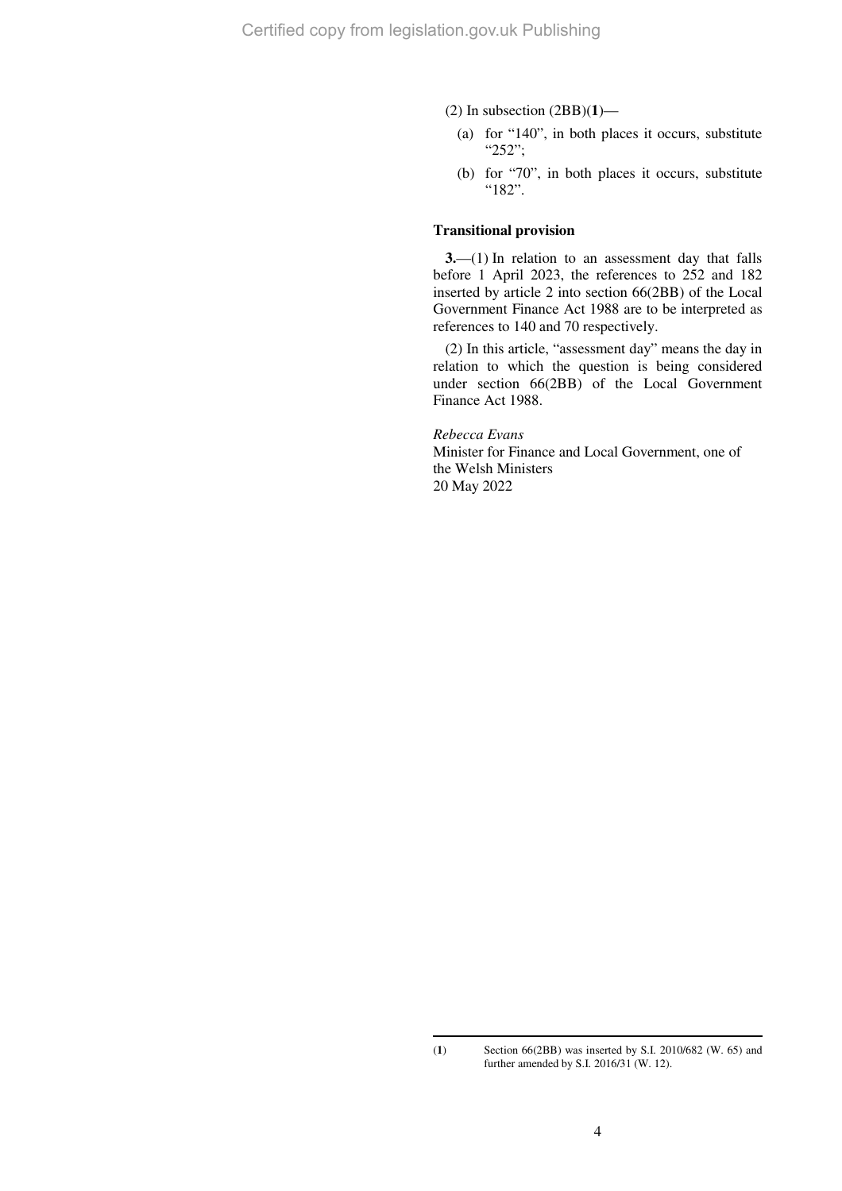(2) In subsection (2BB)([1])—

(a) for "140", in both places it occurs, substitute "252";

(b) for "70", in both places it occurs, substitute "182".

**Transitional provision**

**3.**—(1) In relation to an assessment day that falls before 1 April 2023, the references to 252 and 182 inserted by article 2 into section 66(2BB) of the Local Government Finance Act 1988 are to be interpreted as references to 140 and 70 respectively.

(2) In this article, "assessment day" means the day in relation to which the question is being considered under section 66(2BB) of the Local Government Finance Act 1988.

*Rebecca Evans*
Minister for Finance and Local Government, one of the Welsh Ministers
20 May 2022

---

([1]) Section 66(2BB) was inserted by S.I. 2010/682 (W. 65) and further amended by S.I. 2016/31 (W. 12).